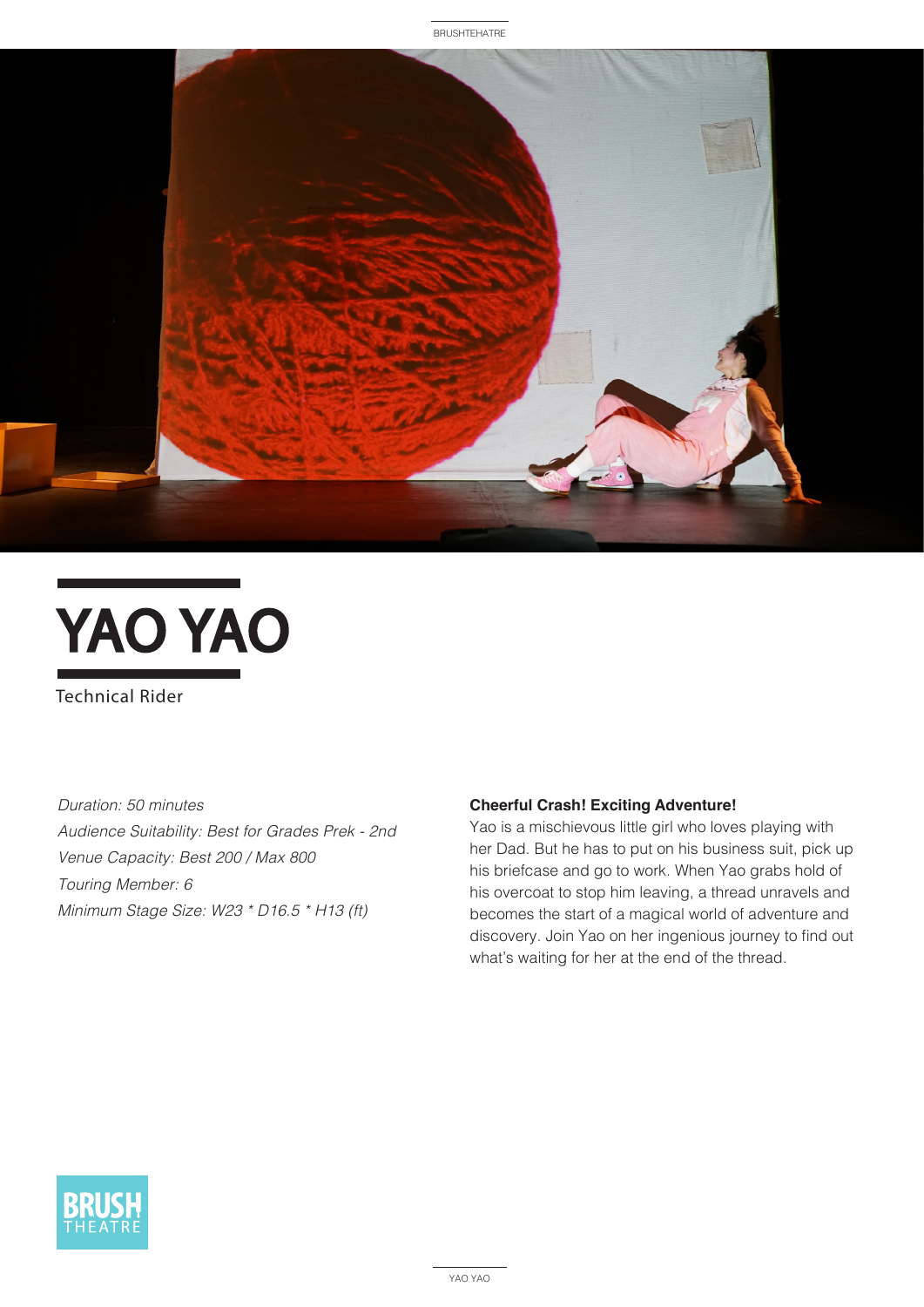# YAO YAO

Technical Rider

*Duration: 50 minutes*
*Audience Suitability: Best for Grades Prek - 2nd*
*Venue Capacity: Best 200 / Max 800*
*Touring Member: 6*
*Minimum Stage Size: W23 * D16.5 * H13 (ft)*

**Cheerful Crash! Exciting Adventure!**

Yao is a mischievous little girl who loves playing with her Dad. But he has to put on his business suit, pick up his briefcase and go to work. When Yao grabs hold of his overcoat to stop him leaving, a thread unravels and becomes the start of a magical world of adventure and discovery. Join Yao on her ingenious journey to find out what's waiting for her at the end of the thread.

BRUSH THEATRE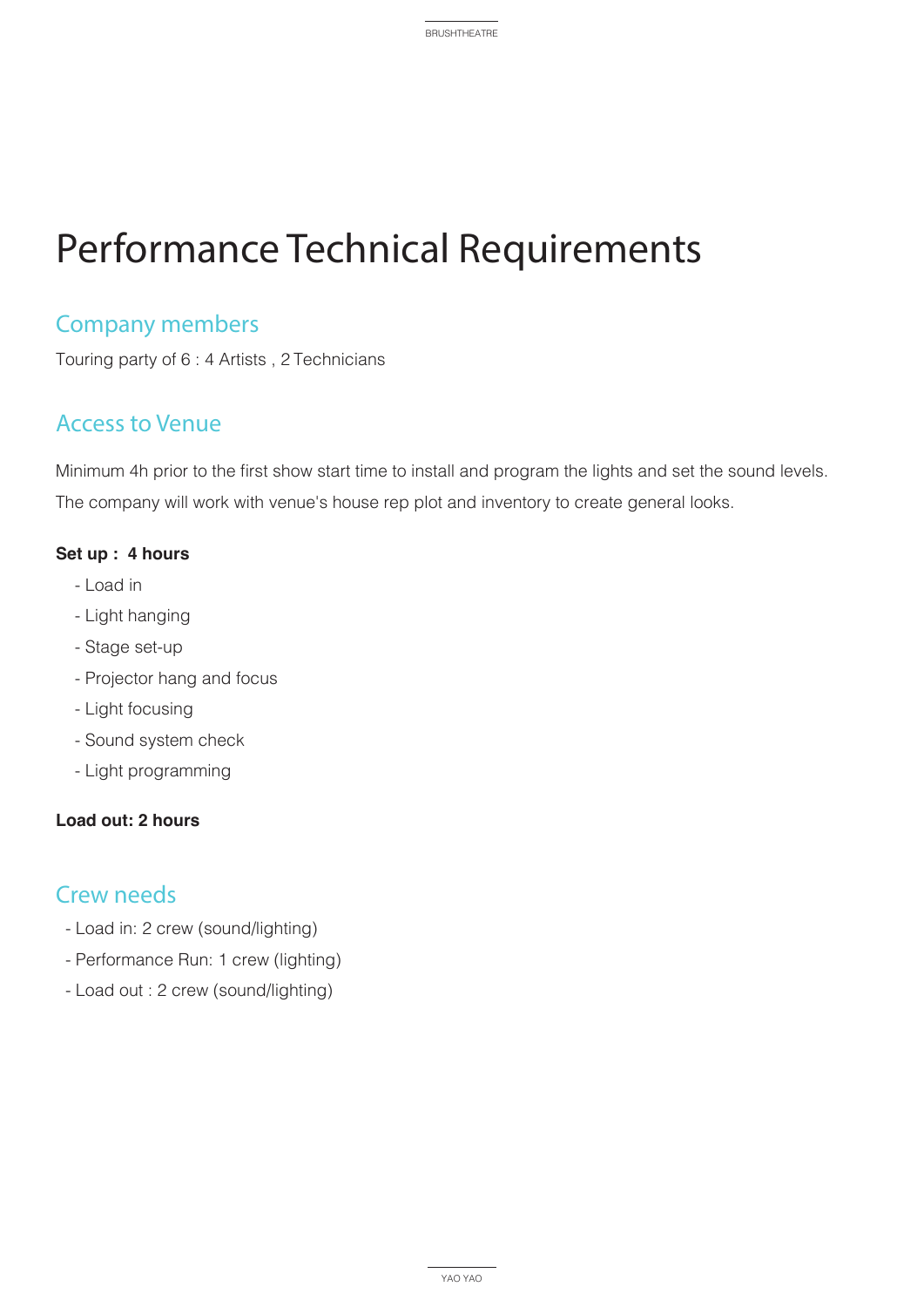# Performance Technical Requirements

## Company members

Touring party of 6 : 4 Artists , 2 Technicians

## Access to Venue

Minimum 4h prior to the first show start time to install and program the lights and set the sound levels.

The company will work with venue's house rep plot and inventory to create general looks.

**Set up : 4 hours**

- Load in
- Light hanging
- Stage set-up
- Projector hang and focus
- Light focusing
- Sound system check
- Light programming

**Load out: 2 hours**

## Crew needs

- Load in: 2 crew (sound/lighting)
- Performance Run: 1 crew (lighting)
- Load out : 2 crew (sound/lighting)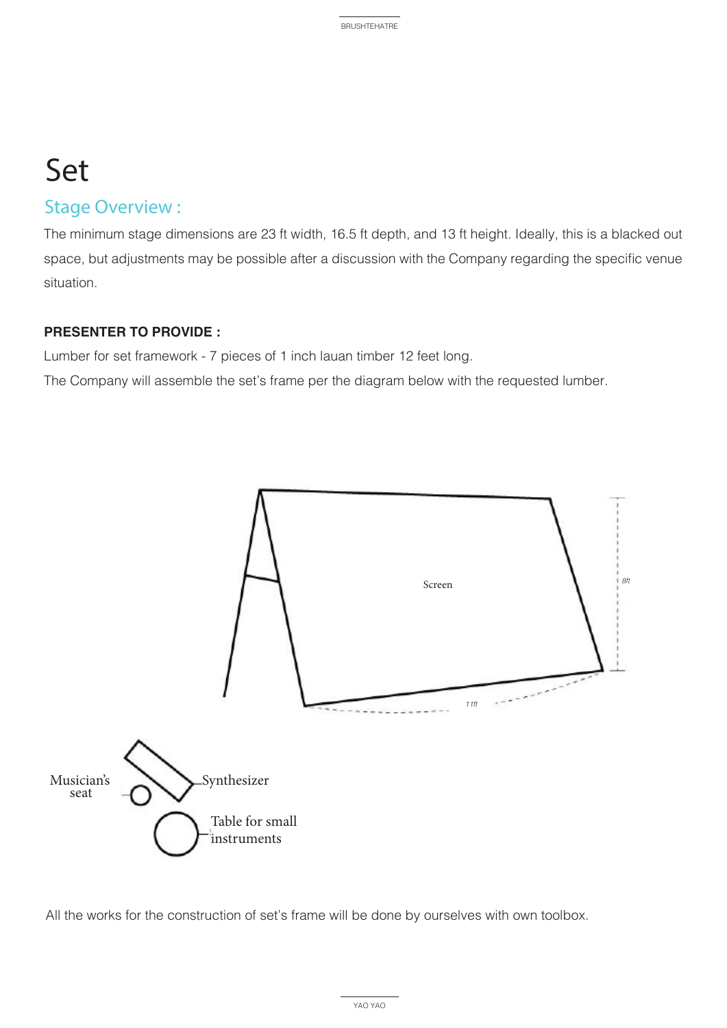# Set

## Stage Overview :

The minimum stage dimensions are 23 ft width, 16.5 ft depth, and 13 ft height. Ideally, this is a blacked out space, but adjustments may be possible after a discussion with the Company regarding the specific venue situation.

**PRESENTER TO PROVIDE :**

Lumber for set framework - 7 pieces of 1 inch lauan timber 12 feet long.

The Company will assemble the set's frame per the diagram below with the requested lumber.

Screen

8ft

11ft

Musician's seat

Synthesizer

Table for small instruments

All the works for the construction of set's frame will be done by ourselves with own toolbox.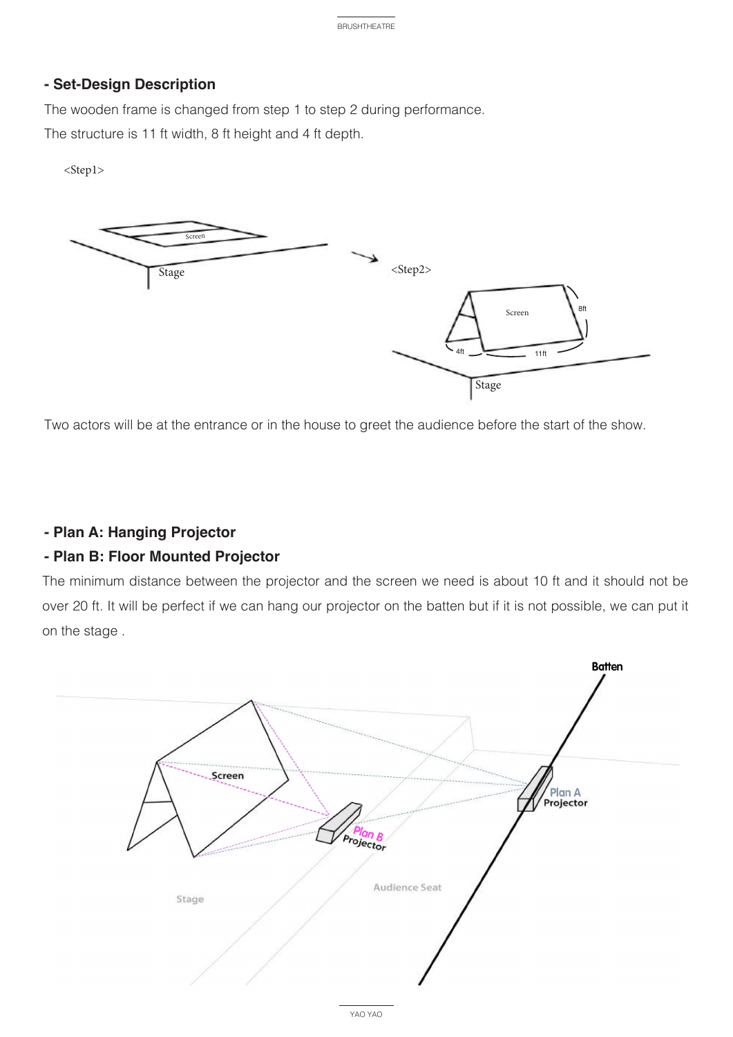## - Set-Design Description

The wooden frame is changed from step 1 to step 2 during performance.

The structure is 11 ft width, 8 ft height and 4 ft depth.

<Step1>

<Step2>

Two actors will be at the entrance or in the house to greet the audience before the start of the show.

## - Plan A: Hanging Projector

## - Plan B: Floor Mounted Projector

The minimum distance between the projector and the screen we need is about 10 ft and it should not be over 20 ft. It will be perfect if we can hang our projector on the batten but if it is not possible, we can put it on the stage .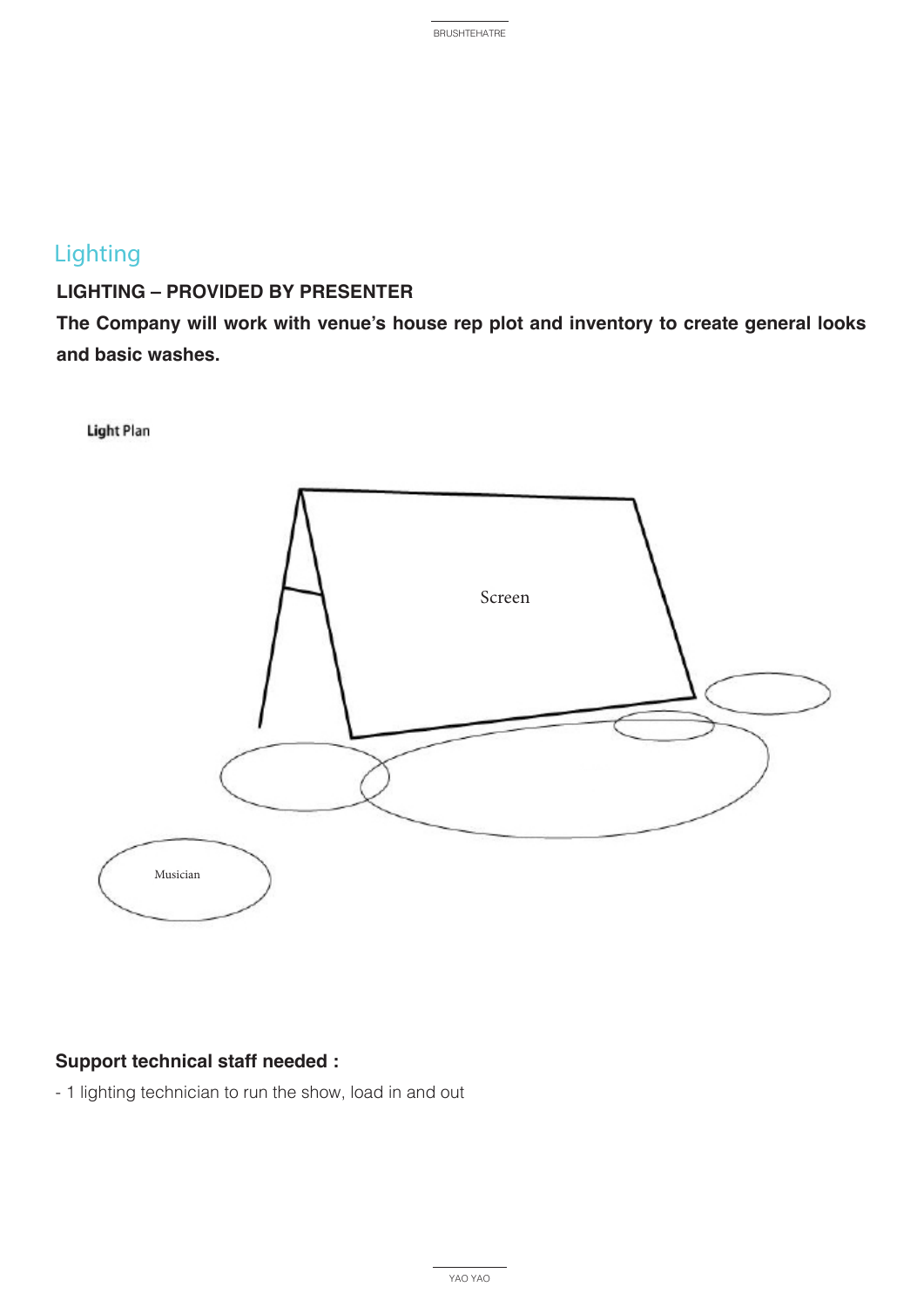## Lighting

**LIGHTING – PROVIDED BY PRESENTER**

**The Company will work with venue's house rep plot and inventory to create general looks and basic washes.**

Light Plan

Screen

Musician

**Support technical staff needed :**

- 1 lighting technician to run the show, load in and out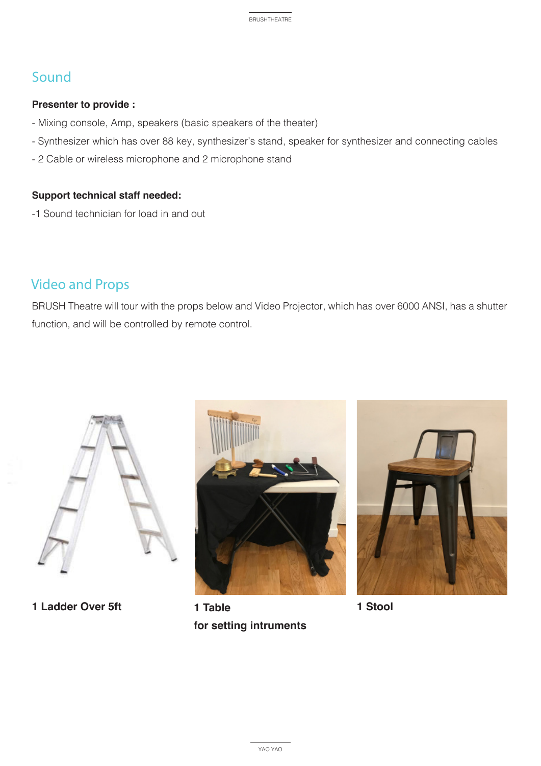## Sound

**Presenter to provide :**

- Mixing console, Amp, speakers (basic speakers of the theater)
- Synthesizer which has over 88 key, synthesizer's stand, speaker for synthesizer and connecting cables
- 2 Cable or wireless microphone and 2 microphone stand

**Support technical staff needed:**

-1 Sound technician for load in and out

## Video and Props

BRUSH Theatre will tour with the props below and Video Projector, which has over 6000 ANSI, has a shutter function, and will be controlled by remote control.

**1 Ladder Over 5ft**

**1 Table**
**for setting intruments**

**1 Stool**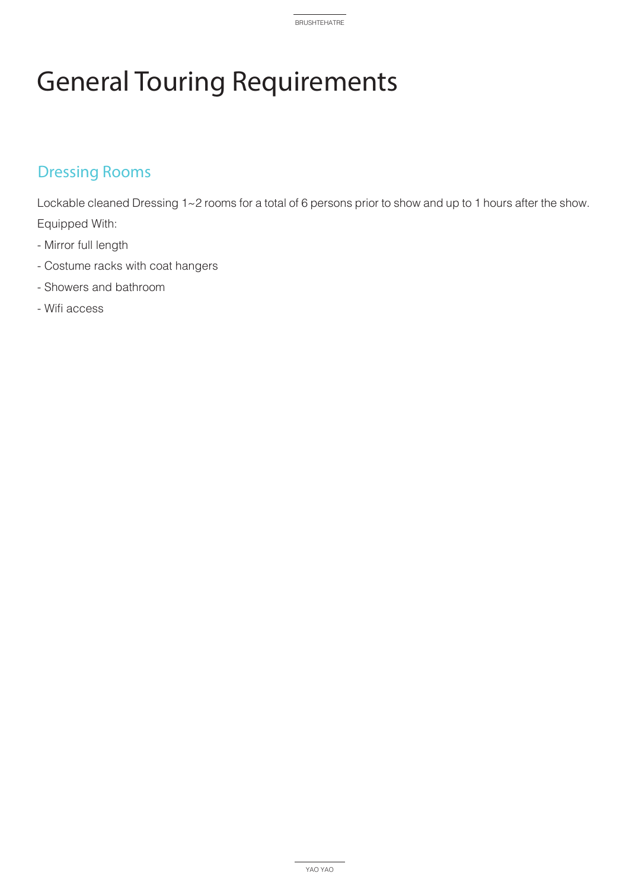# General Touring Requirements

## Dressing Rooms

Lockable cleaned Dressing 1~2 rooms for a total of 6 persons prior to show and up to 1 hours after the show.

Equipped With:

- Mirror full length
- Costume racks with coat hangers
- Showers and bathroom
- Wifi access